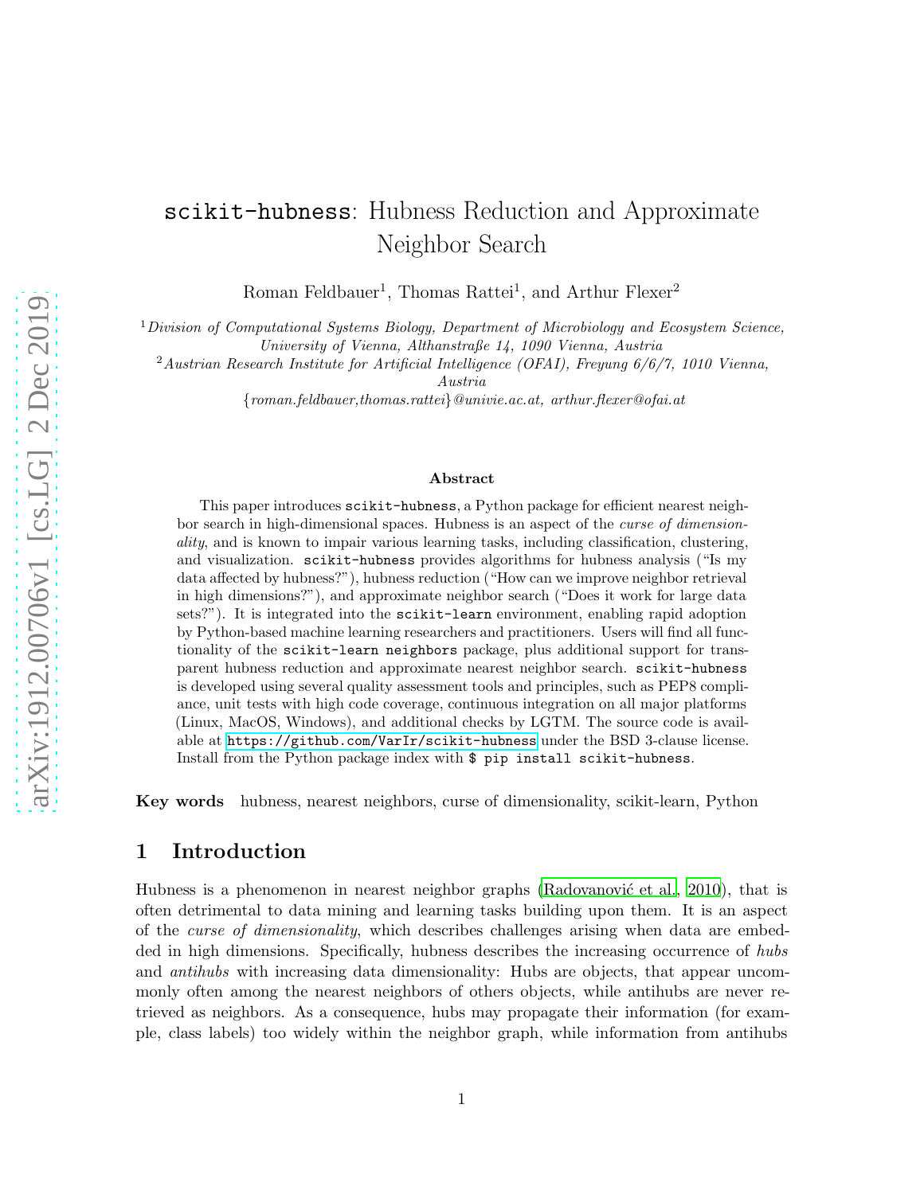# scikit-hubness: Hubness Reduction and Approximate Neighbor Search

Roman Feldbauer[1], Thomas Rattei[1], and Arthur Flexer[2]

[1]*Division of Computational Systems Biology, Department of Microbiology and Ecosystem Science, University of Vienna, Althanstraße 14, 1090 Vienna, Austria*

[2]*Austrian Research Institute for Artificial Intelligence (OFAI), Freyung 6/6/7, 1010 Vienna, Austria*

{*roman.feldbauer,thomas.rattei*}*@univie.ac.at, arthur.flexer@ofai.at*

### Abstract

This paper introduces `scikit-hubness`, a Python package for efficient nearest neighbor search in high-dimensional spaces. Hubness is an aspect of the *curse of dimensionality*, and is known to impair various learning tasks, including classification, clustering, and visualization. `scikit-hubness` provides algorithms for hubness analysis ("Is my data affected by hubness?"), hubness reduction ("How can we improve neighbor retrieval in high dimensions?"), and approximate neighbor search ("Does it work for large data sets?"). It is integrated into the `scikit-learn` environment, enabling rapid adoption by Python-based machine learning researchers and practitioners. Users will find all functionality of the `scikit-learn neighbors` package, plus additional support for transparent hubness reduction and approximate nearest neighbor search. `scikit-hubness` is developed using several quality assessment tools and principles, such as PEP8 compliance, unit tests with high code coverage, continuous integration on all major platforms (Linux, MacOS, Windows), and additional checks by LGTM. The source code is available at `https://github.com/VarIr/scikit-hubness` under the BSD 3-clause license. Install from the Python package index with `$ pip install scikit-hubness`.

**Key words** hubness, nearest neighbors, curse of dimensionality, scikit-learn, Python

## 1 Introduction

Hubness is a phenomenon in nearest neighbor graphs (Radovanović et al., 2010), that is often detrimental to data mining and learning tasks building upon them. It is an aspect of the *curse of dimensionality*, which describes challenges arising when data are embedded in high dimensions. Specifically, hubness describes the increasing occurrence of *hubs* and *antihubs* with increasing data dimensionality: Hubs are objects, that appear uncommonly often among the nearest neighbors of others objects, while antihubs are never retrieved as neighbors. As a consequence, hubs may propagate their information (for example, class labels) too widely within the neighbor graph, while information from antihubs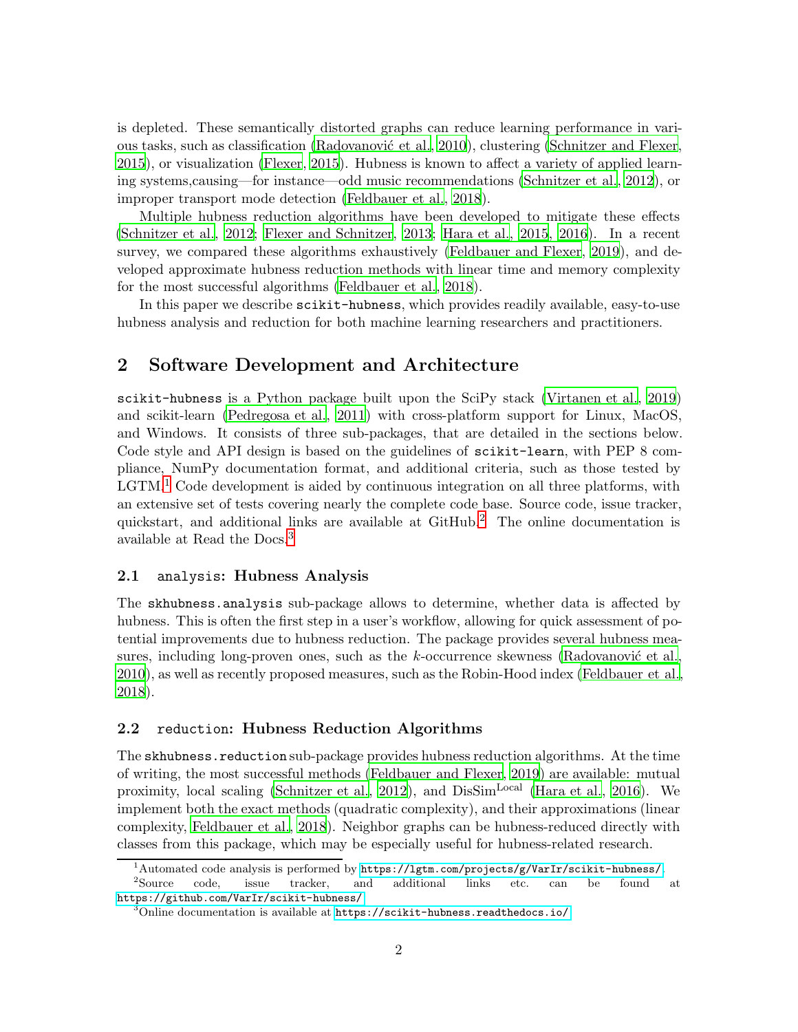is depleted. These semantically distorted graphs can reduce learning performance in various tasks, such as classification (Radovanović et al., 2010), clustering (Schnitzer and Flexer, 2015), or visualization (Flexer, 2015). Hubness is known to affect a variety of applied learning systems,causing—for instance—odd music recommendations (Schnitzer et al., 2012), or improper transport mode detection (Feldbauer et al., 2018).

Multiple hubness reduction algorithms have been developed to mitigate these effects (Schnitzer et al., 2012; Flexer and Schnitzer, 2013; Hara et al., 2015, 2016). In a recent survey, we compared these algorithms exhaustively (Feldbauer and Flexer, 2019), and developed approximate hubness reduction methods with linear time and memory complexity for the most successful algorithms (Feldbauer et al., 2018).

In this paper we describe `scikit-hubness`, which provides readily available, easy-to-use hubness analysis and reduction for both machine learning researchers and practitioners.

## 2 Software Development and Architecture

`scikit-hubness` is a Python package built upon the SciPy stack (Virtanen et al., 2019) and scikit-learn (Pedregosa et al., 2011) with cross-platform support for Linux, MacOS, and Windows. It consists of three sub-packages, that are detailed in the sections below. Code style and API design is based on the guidelines of `scikit-learn`, with PEP 8 compliance, NumPy documentation format, and additional criteria, such as those tested by LGTM.[1] Code development is aided by continuous integration on all three platforms, with an extensive set of tests covering nearly the complete code base. Source code, issue tracker, quickstart, and additional links are available at GitHub.[2] The online documentation is available at Read the Docs.[3]

### 2.1 `analysis`: Hubness Analysis

The `skhubness.analysis` sub-package allows to determine, whether data is affected by hubness. This is often the first step in a user's workflow, allowing for quick assessment of potential improvements due to hubness reduction. The package provides several hubness measures, including long-proven ones, such as the $k$-occurrence skewness (Radovanović et al., 2010), as well as recently proposed measures, such as the Robin-Hood index (Feldbauer et al., 2018).

### 2.2 `reduction`: Hubness Reduction Algorithms

The `skhubness.reduction` sub-package provides hubness reduction algorithms. At the time of writing, the most successful methods (Feldbauer and Flexer, 2019) are available: mutual proximity, local scaling (Schnitzer et al., 2012), and DisSim$^{\text{Local}}$ (Hara et al., 2016). We implement both the exact methods (quadratic complexity), and their approximations (linear complexity, Feldbauer et al., 2018). Neighbor graphs can be hubness-reduced directly with classes from this package, which may be especially useful for hubness-related research.

---

[1] Automated code analysis is performed by https://lgtm.com/projects/g/VarIr/scikit-hubness/.

[2] Source code, issue tracker, and additional links etc. can be found at https://github.com/VarIr/scikit-hubness/

[3] Online documentation is available at https://scikit-hubness.readthedocs.io/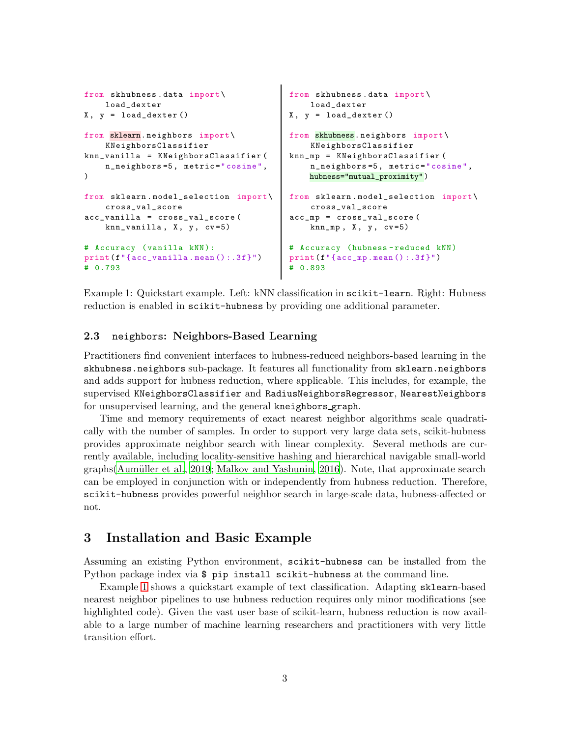```python
from skhubness.data import\
    load_dexter
X, y = load_dexter()

from sklearn.neighbors import\
    KNeighborsClassifier
knn_vanilla = KNeighborsClassifier(
    n_neighbors=5, metric="cosine",
)

from sklearn.model_selection import\
    cross_val_score
acc_vanilla = cross_val_score(
    knn_vanilla, X, y, cv=5)

# Accuracy (vanilla kNN):
print(f"{acc_vanilla.mean():.3f}")
# 0.793
```

```python
from skhubness.data import\
    load_dexter
X, y = load_dexter()

from skhubness.neighbors import\
    KNeighborsClassifier
knn_mp = KNeighborsClassifier(
    n_neighbors=5, metric="cosine",
    hubness="mutual_proximity")

from sklearn.model_selection import\
    cross_val_score
acc_mp = cross_val_score(
    knn_mp, X, y, cv=5)

# Accuracy (hubness-reduced kNN)
print(f"{acc_mp.mean():.3f}")
# 0.893
```

Example 1: Quickstart example. Left: kNN classification in `scikit-learn`. Right: Hubness reduction is enabled in `scikit-hubness` by providing one additional parameter.

### 2.3 `neighbors`: Neighbors-Based Learning

Practitioners find convenient interfaces to hubness-reduced neighbors-based learning in the `skhubness.neighbors` sub-package. It features all functionality from `sklearn.neighbors` and adds support for hubness reduction, where applicable. This includes, for example, the supervised `KNeighborsClassifier` and `RadiusNeighborsRegressor`, `NearestNeighbors` for unsupervised learning, and the general `kneighbors_graph`.

Time and memory requirements of exact nearest neighbor algorithms scale quadratically with the number of samples. In order to support very large data sets, scikit-hubness provides approximate neighbor search with linear complexity. Several methods are currently available, including locality-sensitive hashing and hierarchical navigable small-world graphs(Aumüller et al., 2019; Malkov and Yashunin, 2016). Note, that approximate search can be employed in conjunction with or independently from hubness reduction. Therefore, `scikit-hubness` provides powerful neighbor search in large-scale data, hubness-affected or not.

## 3 Installation and Basic Example

Assuming an existing Python environment, `scikit-hubness` can be installed from the Python package index via `$ pip install scikit-hubness` at the command line.

Example 1 shows a quickstart example of text classification. Adapting `sklearn`-based nearest neighbor pipelines to use hubness reduction requires only minor modifications (see highlighted code). Given the vast user base of scikit-learn, hubness reduction is now available to a large number of machine learning researchers and practitioners with very little transition effort.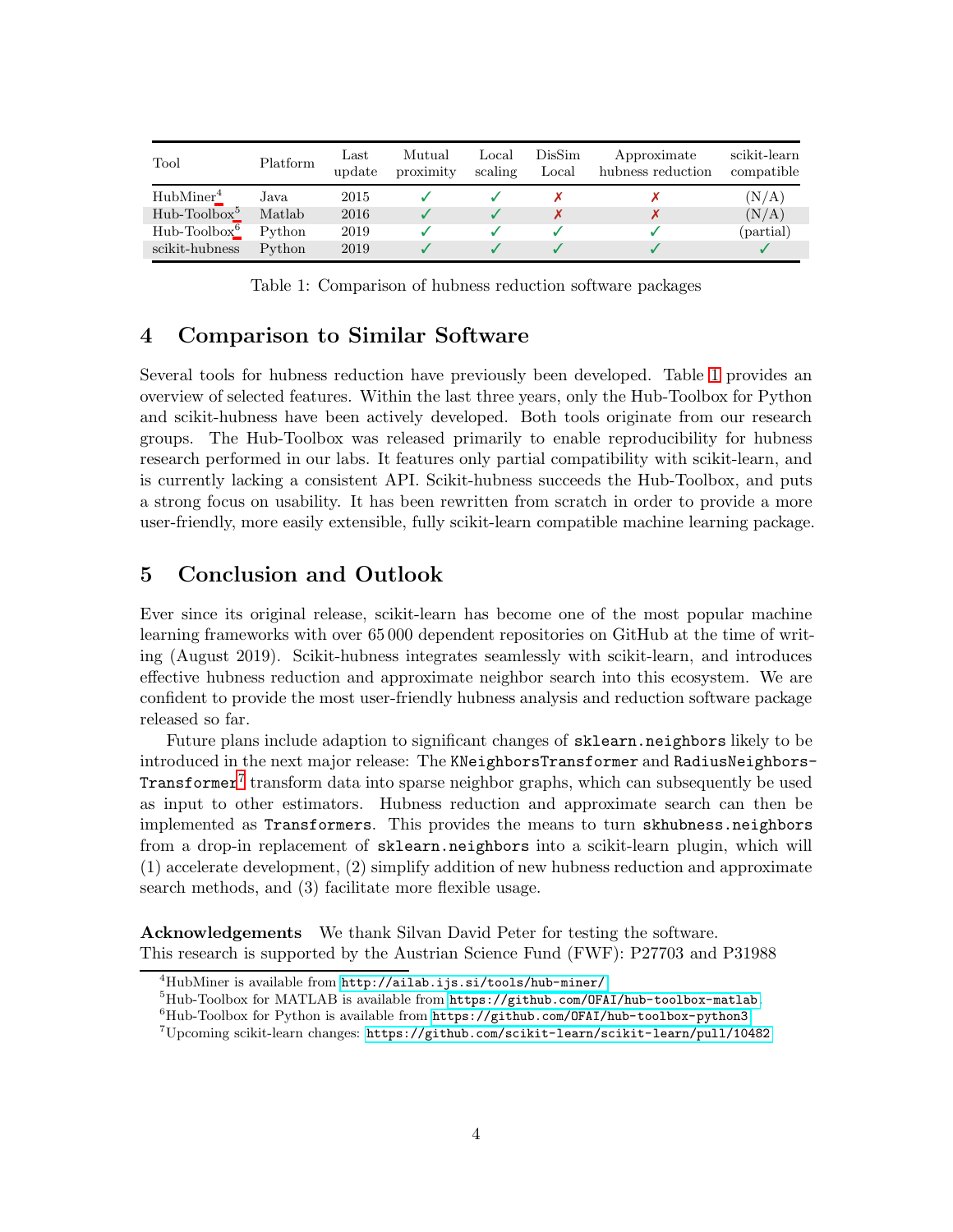| Tool | Platform | Last update | Mutual proximity | Local scaling | DisSim Local | Approximate hubness reduction | scikit-learn compatible |
|---|---|---|---|---|---|---|---|
| HubMiner[4] | Java | 2015 | ✓ | ✓ | ✗ | ✗ | (N/A) |
| Hub-Toolbox[5] | Matlab | 2016 | ✓ | ✓ | ✗ | ✗ | (N/A) |
| Hub-Toolbox[6] | Python | 2019 | ✓ | ✓ | ✓ | ✓ | (partial) |
| scikit-hubness | Python | 2019 | ✓ | ✓ | ✓ | ✓ | ✓ |

Table 1: Comparison of hubness reduction software packages

## 4 Comparison to Similar Software

Several tools for hubness reduction have previously been developed. Table 1 provides an overview of selected features. Within the last three years, only the Hub-Toolbox for Python and scikit-hubness have been actively developed. Both tools originate from our research groups. The Hub-Toolbox was released primarily to enable reproducibility for hubness research performed in our labs. It features only partial compatibility with scikit-learn, and is currently lacking a consistent API. Scikit-hubness succeeds the Hub-Toolbox, and puts a strong focus on usability. It has been rewritten from scratch in order to provide a more user-friendly, more easily extensible, fully scikit-learn compatible machine learning package.

## 5 Conclusion and Outlook

Ever since its original release, scikit-learn has become one of the most popular machine learning frameworks with over 65 000 dependent repositories on GitHub at the time of writing (August 2019). Scikit-hubness integrates seamlessly with scikit-learn, and introduces effective hubness reduction and approximate neighbor search into this ecosystem. We are confident to provide the most user-friendly hubness analysis and reduction software package released so far.

Future plans include adaption to significant changes of `sklearn.neighbors` likely to be introduced in the next major release: The `KNeighborsTransformer` and `RadiusNeighborsTransformer`[7] transform data into sparse neighbor graphs, which can subsequently be used as input to other estimators. Hubness reduction and approximate search can then be implemented as `Transformers`. This provides the means to turn `skhubness.neighbors` from a drop-in replacement of `sklearn.neighbors` into a scikit-learn plugin, which will (1) accelerate development, (2) simplify addition of new hubness reduction and approximate search methods, and (3) facilitate more flexible usage.

**Acknowledgements** We thank Silvan David Peter for testing the software.
This research is supported by the Austrian Science Fund (FWF): P27703 and P31988

[4]HubMiner is available from http://ailab.ijs.si/tools/hub-miner/

[5]Hub-Toolbox for MATLAB is available from https://github.com/OFAI/hub-toolbox-matlab.

[6]Hub-Toolbox for Python is available from https://github.com/OFAI/hub-toolbox-python3

[7]Upcoming scikit-learn changes: https://github.com/scikit-learn/scikit-learn/pull/10482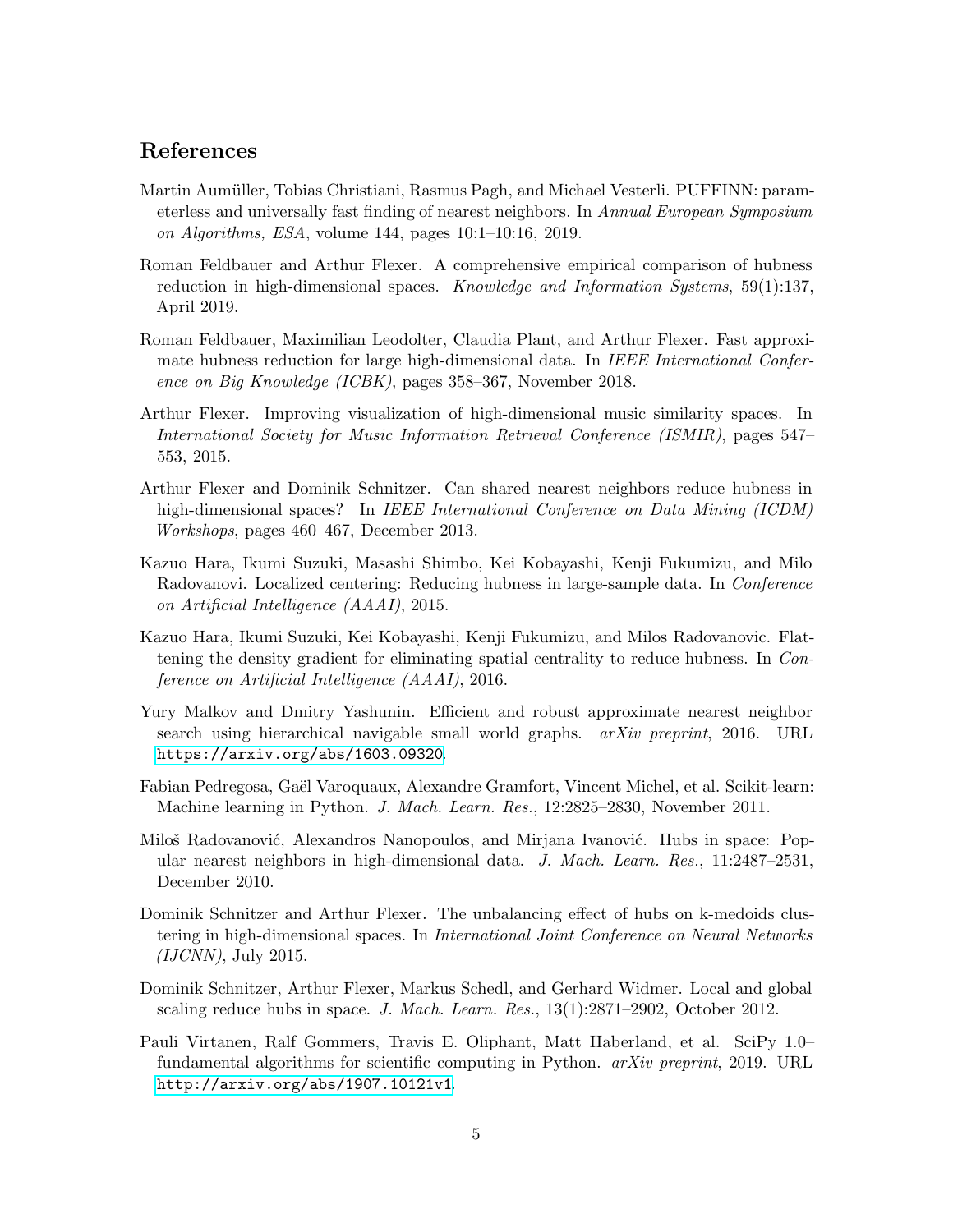## References

Martin Aumüller, Tobias Christiani, Rasmus Pagh, and Michael Vesterli. PUFFINN: parameterless and universally fast finding of nearest neighbors. In *Annual European Symposium on Algorithms, ESA*, volume 144, pages 10:1–10:16, 2019.

Roman Feldbauer and Arthur Flexer. A comprehensive empirical comparison of hubness reduction in high-dimensional spaces. *Knowledge and Information Systems*, 59(1):137, April 2019.

Roman Feldbauer, Maximilian Leodolter, Claudia Plant, and Arthur Flexer. Fast approximate hubness reduction for large high-dimensional data. In *IEEE International Conference on Big Knowledge (ICBK)*, pages 358–367, November 2018.

Arthur Flexer. Improving visualization of high-dimensional music similarity spaces. In *International Society for Music Information Retrieval Conference (ISMIR)*, pages 547–553, 2015.

Arthur Flexer and Dominik Schnitzer. Can shared nearest neighbors reduce hubness in high-dimensional spaces? In *IEEE International Conference on Data Mining (ICDM) Workshops*, pages 460–467, December 2013.

Kazuo Hara, Ikumi Suzuki, Masashi Shimbo, Kei Kobayashi, Kenji Fukumizu, and Milo Radovanovi. Localized centering: Reducing hubness in large-sample data. In *Conference on Artificial Intelligence (AAAI)*, 2015.

Kazuo Hara, Ikumi Suzuki, Kei Kobayashi, Kenji Fukumizu, and Milos Radovanovic. Flattening the density gradient for eliminating spatial centrality to reduce hubness. In *Conference on Artificial Intelligence (AAAI)*, 2016.

Yury Malkov and Dmitry Yashunin. Efficient and robust approximate nearest neighbor search using hierarchical navigable small world graphs. *arXiv preprint*, 2016. URL https://arxiv.org/abs/1603.09320.

Fabian Pedregosa, Gaël Varoquaux, Alexandre Gramfort, Vincent Michel, et al. Scikit-learn: Machine learning in Python. *J. Mach. Learn. Res.*, 12:2825–2830, November 2011.

Miloš Radovanović, Alexandros Nanopoulos, and Mirjana Ivanović. Hubs in space: Popular nearest neighbors in high-dimensional data. *J. Mach. Learn. Res.*, 11:2487–2531, December 2010.

Dominik Schnitzer and Arthur Flexer. The unbalancing effect of hubs on k-medoids clustering in high-dimensional spaces. In *International Joint Conference on Neural Networks (IJCNN)*, July 2015.

Dominik Schnitzer, Arthur Flexer, Markus Schedl, and Gerhard Widmer. Local and global scaling reduce hubs in space. *J. Mach. Learn. Res.*, 13(1):2871–2902, October 2012.

Pauli Virtanen, Ralf Gommers, Travis E. Oliphant, Matt Haberland, et al. SciPy 1.0–fundamental algorithms for scientific computing in Python. *arXiv preprint*, 2019. URL http://arxiv.org/abs/1907.10121v1.